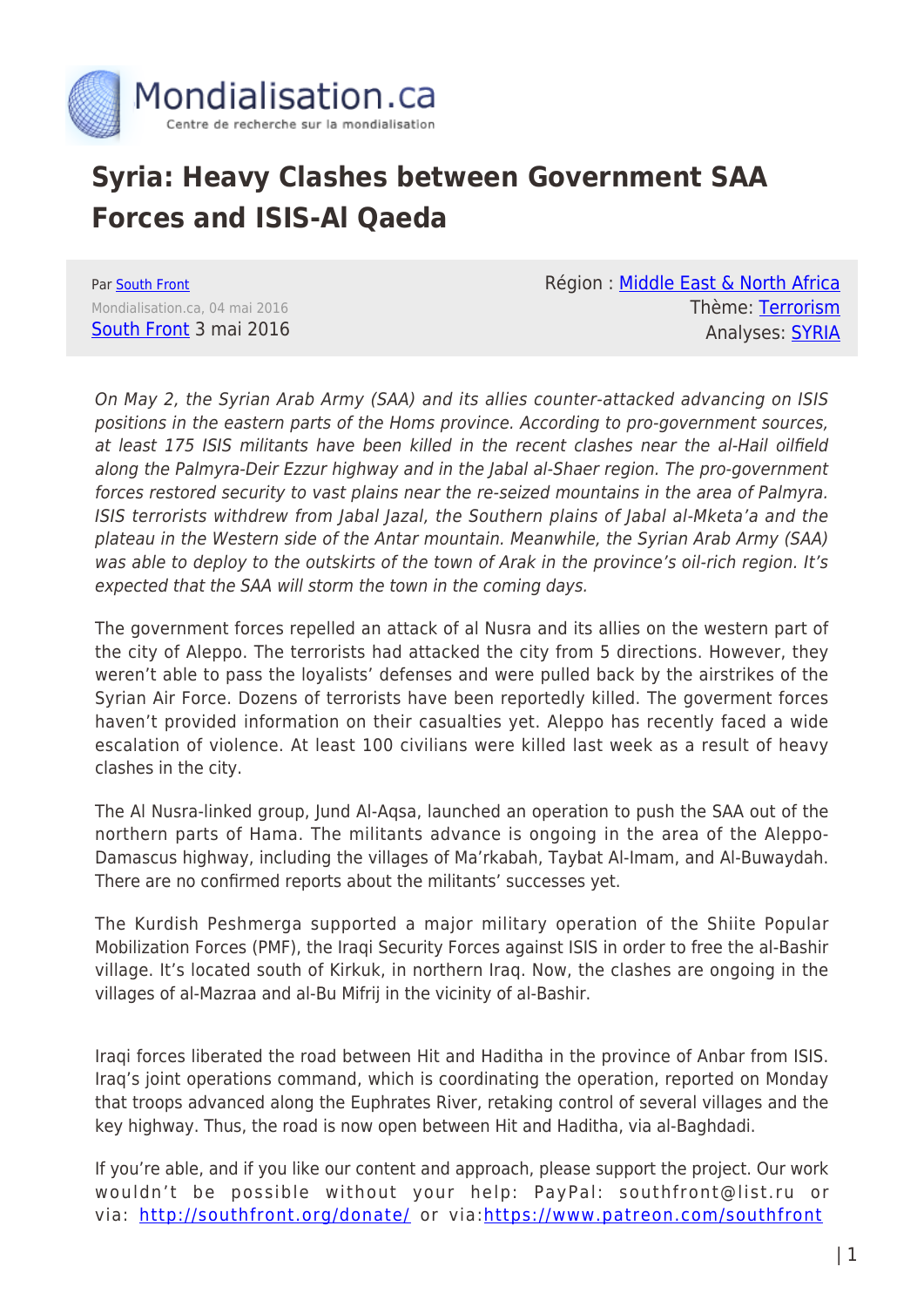Mondialisation.ca

Centre de recherche sur la mondialisation

# Syria: Heavy Clashes between Government SAA Forces and ISIS-Al Qaeda

Par South Front

Mondialisation.ca, 04 mai 2016

South Front 3 mai 2016

Région : Middle East & North Africa

Thème: Terrorism

Analyses: SYRIA

*On May 2, the Syrian Arab Army (SAA) and its allies counter-attacked advancing on ISIS positions in the eastern parts of the Homs province. According to pro-government sources, at least 175 ISIS militants have been killed in the recent clashes near the al-Hail oilfield along the Palmyra-Deir Ezzur highway and in the Jabal al-Shaer region. The pro-government forces restored security to vast plains near the re-seized mountains in the area of Palmyra. ISIS terrorists withdrew from Jabal Jazal, the Southern plains of Jabal al-Mketa'a and the plateau in the Western side of the Antar mountain. Meanwhile, the Syrian Arab Army (SAA) was able to deploy to the outskirts of the town of Arak in the province's oil-rich region. It's expected that the SAA will storm the town in the coming days.*

The government forces repelled an attack of al Nusra and its allies on the western part of the city of Aleppo. The terrorists had attacked the city from 5 directions. However, they weren't able to pass the loyalists' defenses and were pulled back by the airstrikes of the Syrian Air Force. Dozens of terrorists have been reportedly killed. The goverment forces haven't provided information on their casualties yet. Aleppo has recently faced a wide escalation of violence. At least 100 civilians were killed last week as a result of heavy clashes in the city.

The Al Nusra-linked group, Jund Al-Aqsa, launched an operation to push the SAA out of the northern parts of Hama. The militants advance is ongoing in the area of the Aleppo-Damascus highway, including the villages of Ma'rkabah, Taybat Al-Imam, and Al-Buwaydah. There are no confirmed reports about the militants' successes yet.

The Kurdish Peshmerga supported a major military operation of the Shiite Popular Mobilization Forces (PMF), the Iraqi Security Forces against ISIS in order to free the al-Bashir village. It's located south of Kirkuk, in northern Iraq. Now, the clashes are ongoing in the villages of al-Mazraa and al-Bu Mifrij in the vicinity of al-Bashir.

Iraqi forces liberated the road between Hit and Haditha in the province of Anbar from ISIS. Iraq's joint operations command, which is coordinating the operation, reported on Monday that troops advanced along the Euphrates River, retaking control of several villages and the key highway. Thus, the road is now open between Hit and Haditha, via al-Baghdadi.

If you're able, and if you like our content and approach, please support the project. Our work wouldn't be possible without your help: PayPal: southfront@list.ru or via: http://southfront.org/donate/ or via:https://www.patreon.com/southfront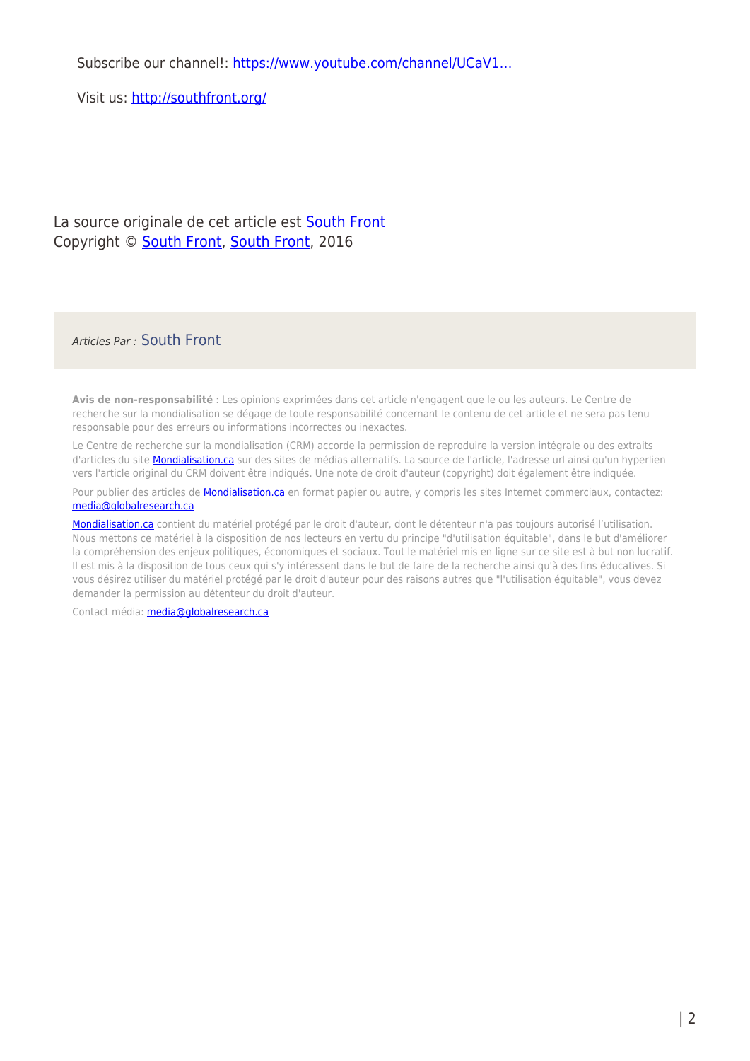Subscribe our channel!: [https://www.youtube.com/channel/UCaV1...](https://www.youtube.com/channel/UCaV1...)

Visit us: [http://southfront.org/](http://southfront.org/)

La source originale de cet article est South Front
Copyright © South Front, South Front, 2016

*Articles Par :* South Front

**Avis de non-responsabilité** : Les opinions exprimées dans cet article n'engagent que le ou les auteurs. Le Centre de recherche sur la mondialisation se dégage de toute responsabilité concernant le contenu de cet article et ne sera pas tenu responsable pour des erreurs ou informations incorrectes ou inexactes.

Le Centre de recherche sur la mondialisation (CRM) accorde la permission de reproduire la version intégrale ou des extraits d'articles du site Mondialisation.ca sur des sites de médias alternatifs. La source de l'article, l'adresse url ainsi qu'un hyperlien vers l'article original du CRM doivent être indiqués. Une note de droit d'auteur (copyright) doit également être indiquée.

Pour publier des articles de Mondialisation.ca en format papier ou autre, y compris les sites Internet commerciaux, contactez: media@globalresearch.ca

Mondialisation.ca contient du matériel protégé par le droit d'auteur, dont le détenteur n'a pas toujours autorisé l'utilisation. Nous mettons ce matériel à la disposition de nos lecteurs en vertu du principe "d'utilisation équitable", dans le but d'améliorer la compréhension des enjeux politiques, économiques et sociaux. Tout le matériel mis en ligne sur ce site est à but non lucratif. Il est mis à la disposition de tous ceux qui s'y intéressent dans le but de faire de la recherche ainsi qu'à des fins éducatives. Si vous désirez utiliser du matériel protégé par le droit d'auteur pour des raisons autres que "l'utilisation équitable", vous devez demander la permission au détenteur du droit d'auteur.

Contact média: media@globalresearch.ca